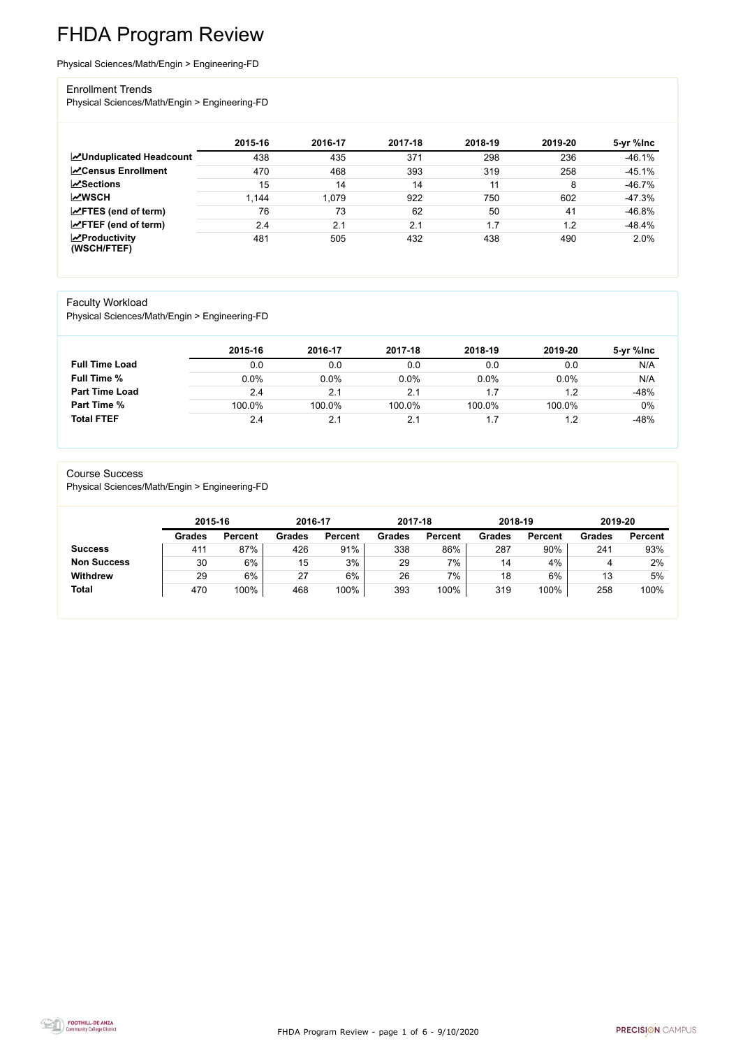# FHDA Program Review

Physical Sciences/Math/Engin > Engineering-FD

## Enrollment Trends

Physical Sciences/Math/Engin > Engineering-FD

| | 2015-16 | 2016-17 | 2017-18 | 2018-19 | 2019-20 | 5-yr %Inc |
|---|---|---|---|---|---|---|
| **Unduplicated Headcount** | 438 | 435 | 371 | 298 | 236 | -46.1% |
| **Census Enrollment** | 470 | 468 | 393 | 319 | 258 | -45.1% |
| **Sections** | 15 | 14 | 14 | 11 | 8 | -46.7% |
| **WSCH** | 1,144 | 1,079 | 922 | 750 | 602 | -47.3% |
| **FTES (end of term)** | 76 | 73 | 62 | 50 | 41 | -46.8% |
| **FTEF (end of term)** | 2.4 | 2.1 | 2.1 | 1.7 | 1.2 | -48.4% |
| **Productivity (WSCH/FTEF)** | 481 | 505 | 432 | 438 | 490 | 2.0% |

## Faculty Workload

Physical Sciences/Math/Engin > Engineering-FD

| | 2015-16 | 2016-17 | 2017-18 | 2018-19 | 2019-20 | 5-yr %Inc |
|---|---|---|---|---|---|---|
| **Full Time Load** | 0.0 | 0.0 | 0.0 | 0.0 | 0.0 | N/A |
| **Full Time %** | 0.0% | 0.0% | 0.0% | 0.0% | 0.0% | N/A |
| **Part Time Load** | 2.4 | 2.1 | 2.1 | 1.7 | 1.2 | -48% |
| **Part Time %** | 100.0% | 100.0% | 100.0% | 100.0% | 100.0% | 0% |
| **Total FTEF** | 2.4 | 2.1 | 2.1 | 1.7 | 1.2 | -48% |

## Course Success

Physical Sciences/Math/Engin > Engineering-FD

| | 2015-16 | | 2016-17 | | 2017-18 | | 2018-19 | | 2019-20 | |
|---|---|---|---|---|---|---|---|---|---|---|
| | **Grades** | **Percent** | **Grades** | **Percent** | **Grades** | **Percent** | **Grades** | **Percent** | **Grades** | **Percent** |
| **Success** | 411 | 87% | 426 | 91% | 338 | 86% | 287 | 90% | 241 | 93% |
| **Non Success** | 30 | 6% | 15 | 3% | 29 | 7% | 14 | 4% | 4 | 2% |
| **Withdrew** | 29 | 6% | 27 | 6% | 26 | 7% | 18 | 6% | 13 | 5% |
| **Total** | 470 | 100% | 468 | 100% | 393 | 100% | 319 | 100% | 258 | 100% |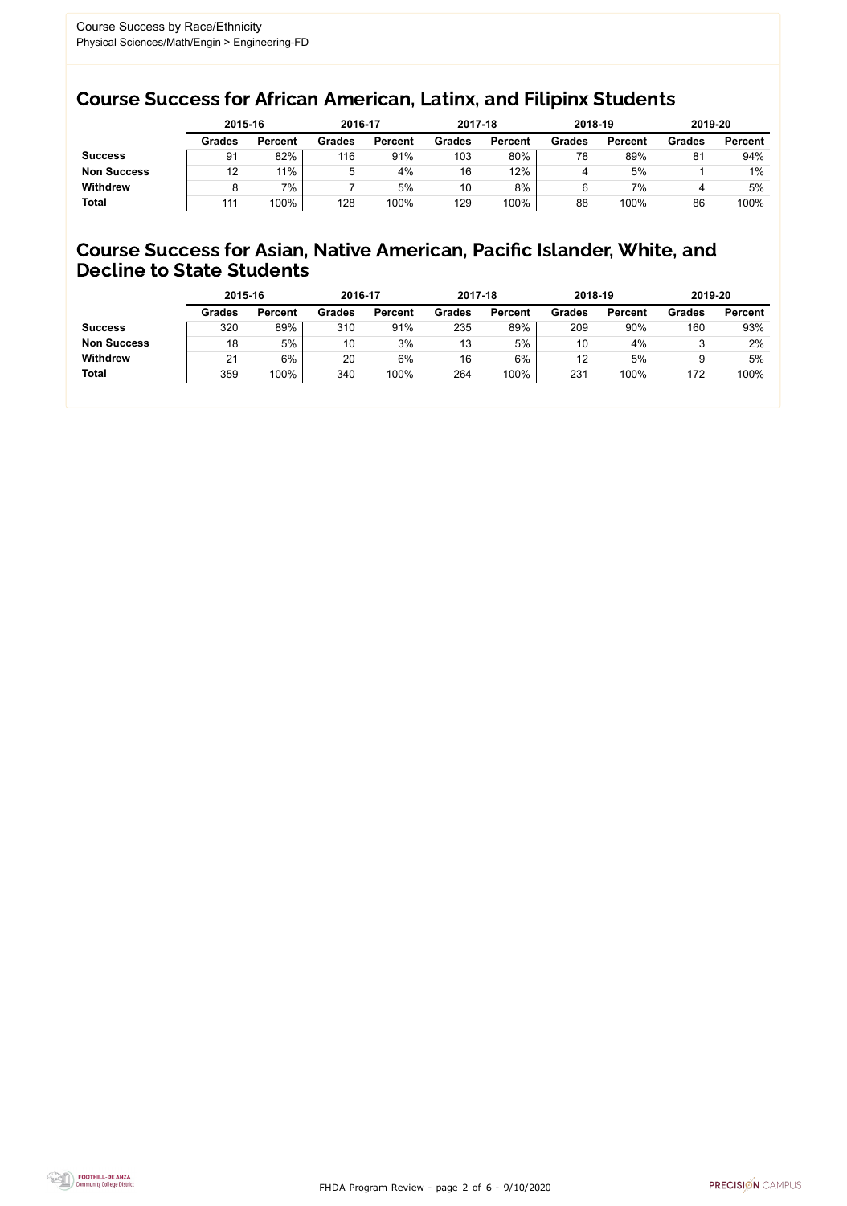Course Success by Race/Ethnicity
Physical Sciences/Math/Engin > Engineering-FD

## Course Success for African American, Latinx, and Filipinx Students

| | 2015-16 | | 2016-17 | | 2017-18 | | 2018-19 | | 2019-20 | |
|---|---|---|---|---|---|---|---|---|---|---|
| | Grades | Percent | Grades | Percent | Grades | Percent | Grades | Percent | Grades | Percent |
| **Success** | 91 | 82% | 116 | 91% | 103 | 80% | 78 | 89% | 81 | 94% |
| **Non Success** | 12 | 11% | 5 | 4% | 16 | 12% | 4 | 5% | 1 | 1% |
| **Withdrew** | 8 | 7% | 7 | 5% | 10 | 8% | 6 | 7% | 4 | 5% |
| **Total** | 111 | 100% | 128 | 100% | 129 | 100% | 88 | 100% | 86 | 100% |

## Course Success for Asian, Native American, Pacific Islander, White, and Decline to State Students

| | 2015-16 | | 2016-17 | | 2017-18 | | 2018-19 | | 2019-20 | |
|---|---|---|---|---|---|---|---|---|---|---|
| | Grades | Percent | Grades | Percent | Grades | Percent | Grades | Percent | Grades | Percent |
| **Success** | 320 | 89% | 310 | 91% | 235 | 89% | 209 | 90% | 160 | 93% |
| **Non Success** | 18 | 5% | 10 | 3% | 13 | 5% | 10 | 4% | 3 | 2% |
| **Withdrew** | 21 | 6% | 20 | 6% | 16 | 6% | 12 | 5% | 9 | 5% |
| **Total** | 359 | 100% | 340 | 100% | 264 | 100% | 231 | 100% | 172 | 100% |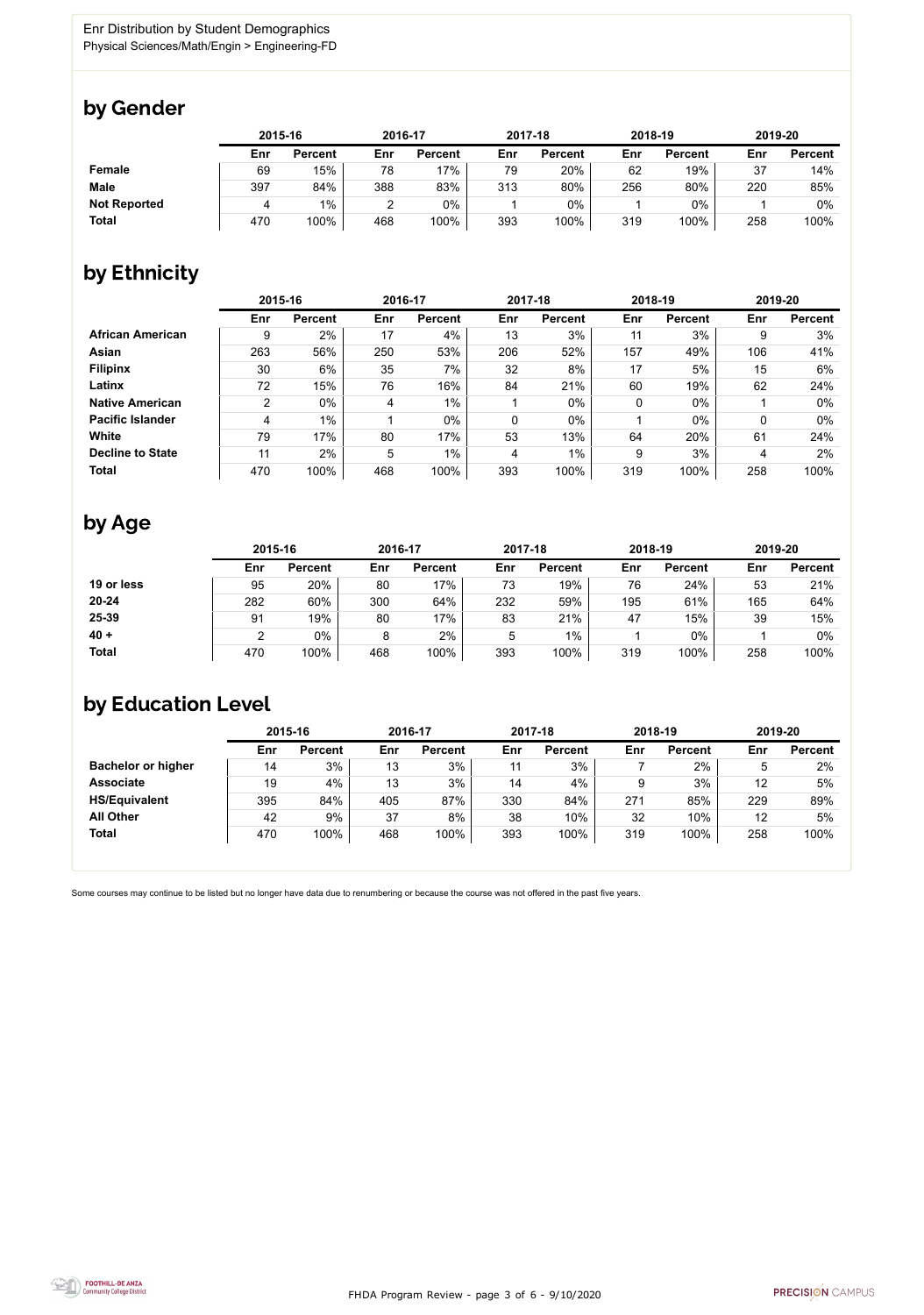Enr Distribution by Student Demographics
Physical Sciences/Math/Engin > Engineering-FD

## by Gender

| | 2015-16 | | 2016-17 | | 2017-18 | | 2018-19 | | 2019-20 | |
|---|---|---|---|---|---|---|---|---|---|---|
| | Enr | Percent | Enr | Percent | Enr | Percent | Enr | Percent | Enr | Percent |
| **Female** | 69 | 15% | 78 | 17% | 79 | 20% | 62 | 19% | 37 | 14% |
| **Male** | 397 | 84% | 388 | 83% | 313 | 80% | 256 | 80% | 220 | 85% |
| **Not Reported** | 4 | 1% | 2 | 0% | 1 | 0% | 1 | 0% | 1 | 0% |
| **Total** | 470 | 100% | 468 | 100% | 393 | 100% | 319 | 100% | 258 | 100% |

## by Ethnicity

| | 2015-16 | | 2016-17 | | 2017-18 | | 2018-19 | | 2019-20 | |
|---|---|---|---|---|---|---|---|---|---|---|
| | Enr | Percent | Enr | Percent | Enr | Percent | Enr | Percent | Enr | Percent |
| **African American** | 9 | 2% | 17 | 4% | 13 | 3% | 11 | 3% | 9 | 3% |
| **Asian** | 263 | 56% | 250 | 53% | 206 | 52% | 157 | 49% | 106 | 41% |
| **Filipinx** | 30 | 6% | 35 | 7% | 32 | 8% | 17 | 5% | 15 | 6% |
| **Latinx** | 72 | 15% | 76 | 16% | 84 | 21% | 60 | 19% | 62 | 24% |
| **Native American** | 2 | 0% | 4 | 1% | 1 | 0% | 0 | 0% | 1 | 0% |
| **Pacific Islander** | 4 | 1% | 1 | 0% | 0 | 0% | 1 | 0% | 0 | 0% |
| **White** | 79 | 17% | 80 | 17% | 53 | 13% | 64 | 20% | 61 | 24% |
| **Decline to State** | 11 | 2% | 5 | 1% | 4 | 1% | 9 | 3% | 4 | 2% |
| **Total** | 470 | 100% | 468 | 100% | 393 | 100% | 319 | 100% | 258 | 100% |

## by Age

| | 2015-16 | | 2016-17 | | 2017-18 | | 2018-19 | | 2019-20 | |
|---|---|---|---|---|---|---|---|---|---|---|
| | Enr | Percent | Enr | Percent | Enr | Percent | Enr | Percent | Enr | Percent |
| **19 or less** | 95 | 20% | 80 | 17% | 73 | 19% | 76 | 24% | 53 | 21% |
| **20-24** | 282 | 60% | 300 | 64% | 232 | 59% | 195 | 61% | 165 | 64% |
| **25-39** | 91 | 19% | 80 | 17% | 83 | 21% | 47 | 15% | 39 | 15% |
| **40 +** | 2 | 0% | 8 | 2% | 5 | 1% | 1 | 0% | 1 | 0% |
| **Total** | 470 | 100% | 468 | 100% | 393 | 100% | 319 | 100% | 258 | 100% |

## by Education Level

| | 2015-16 | | 2016-17 | | 2017-18 | | 2018-19 | | 2019-20 | |
|---|---|---|---|---|---|---|---|---|---|---|
| | Enr | Percent | Enr | Percent | Enr | Percent | Enr | Percent | Enr | Percent |
| **Bachelor or higher** | 14 | 3% | 13 | 3% | 11 | 3% | 7 | 2% | 5 | 2% |
| **Associate** | 19 | 4% | 13 | 3% | 14 | 4% | 9 | 3% | 12 | 5% |
| **HS/Equivalent** | 395 | 84% | 405 | 87% | 330 | 84% | 271 | 85% | 229 | 89% |
| **All Other** | 42 | 9% | 37 | 8% | 38 | 10% | 32 | 10% | 12 | 5% |
| **Total** | 470 | 100% | 468 | 100% | 393 | 100% | 319 | 100% | 258 | 100% |

Some courses may continue to be listed but no longer have data due to renumbering or because the course was not offered in the past five years.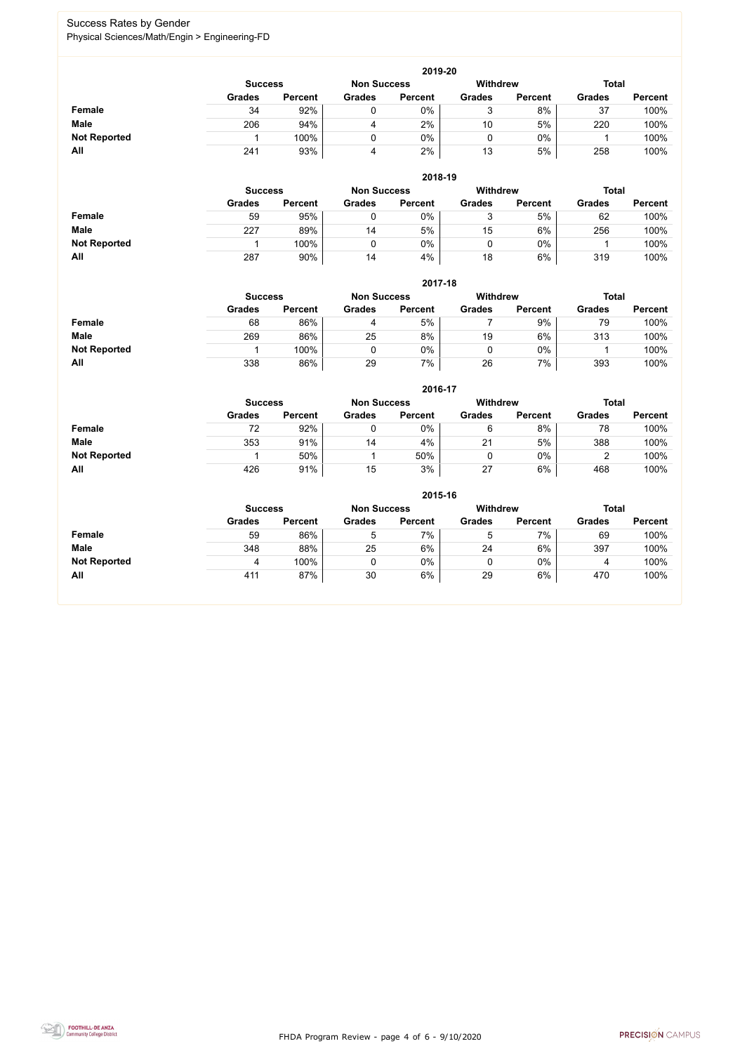# Success Rates by Gender

Physical Sciences/Math/Engin > Engineering-FD

### 2019-20

| | Success | | Non Success | | Withdrew | | Total | |
|---|---|---|---|---|---|---|---|---|
| | Grades | Percent | Grades | Percent | Grades | Percent | Grades | Percent |
| **Female** | 34 | 92% | 0 | 0% | 3 | 8% | 37 | 100% |
| **Male** | 206 | 94% | 4 | 2% | 10 | 5% | 220 | 100% |
| **Not Reported** | 1 | 100% | 0 | 0% | 0 | 0% | 1 | 100% |
| **All** | 241 | 93% | 4 | 2% | 13 | 5% | 258 | 100% |

### 2018-19

| | Success | | Non Success | | Withdrew | | Total | |
|---|---|---|---|---|---|---|---|---|
| | Grades | Percent | Grades | Percent | Grades | Percent | Grades | Percent |
| **Female** | 59 | 95% | 0 | 0% | 3 | 5% | 62 | 100% |
| **Male** | 227 | 89% | 14 | 5% | 15 | 6% | 256 | 100% |
| **Not Reported** | 1 | 100% | 0 | 0% | 0 | 0% | 1 | 100% |
| **All** | 287 | 90% | 14 | 4% | 18 | 6% | 319 | 100% |

### 2017-18

| | Success | | Non Success | | Withdrew | | Total | |
|---|---|---|---|---|---|---|---|---|
| | Grades | Percent | Grades | Percent | Grades | Percent | Grades | Percent |
| **Female** | 68 | 86% | 4 | 5% | 7 | 9% | 79 | 100% |
| **Male** | 269 | 86% | 25 | 8% | 19 | 6% | 313 | 100% |
| **Not Reported** | 1 | 100% | 0 | 0% | 0 | 0% | 1 | 100% |
| **All** | 338 | 86% | 29 | 7% | 26 | 7% | 393 | 100% |

### 2016-17

| | Success | | Non Success | | Withdrew | | Total | |
|---|---|---|---|---|---|---|---|---|
| | Grades | Percent | Grades | Percent | Grades | Percent | Grades | Percent |
| **Female** | 72 | 92% | 0 | 0% | 6 | 8% | 78 | 100% |
| **Male** | 353 | 91% | 14 | 4% | 21 | 5% | 388 | 100% |
| **Not Reported** | 1 | 50% | 1 | 50% | 0 | 0% | 2 | 100% |
| **All** | 426 | 91% | 15 | 3% | 27 | 6% | 468 | 100% |

### 2015-16

| | Success | | Non Success | | Withdrew | | Total | |
|---|---|---|---|---|---|---|---|---|
| | Grades | Percent | Grades | Percent | Grades | Percent | Grades | Percent |
| **Female** | 59 | 86% | 5 | 7% | 5 | 7% | 69 | 100% |
| **Male** | 348 | 88% | 25 | 6% | 24 | 6% | 397 | 100% |
| **Not Reported** | 4 | 100% | 0 | 0% | 0 | 0% | 4 | 100% |
| **All** | 411 | 87% | 30 | 6% | 29 | 6% | 470 | 100% |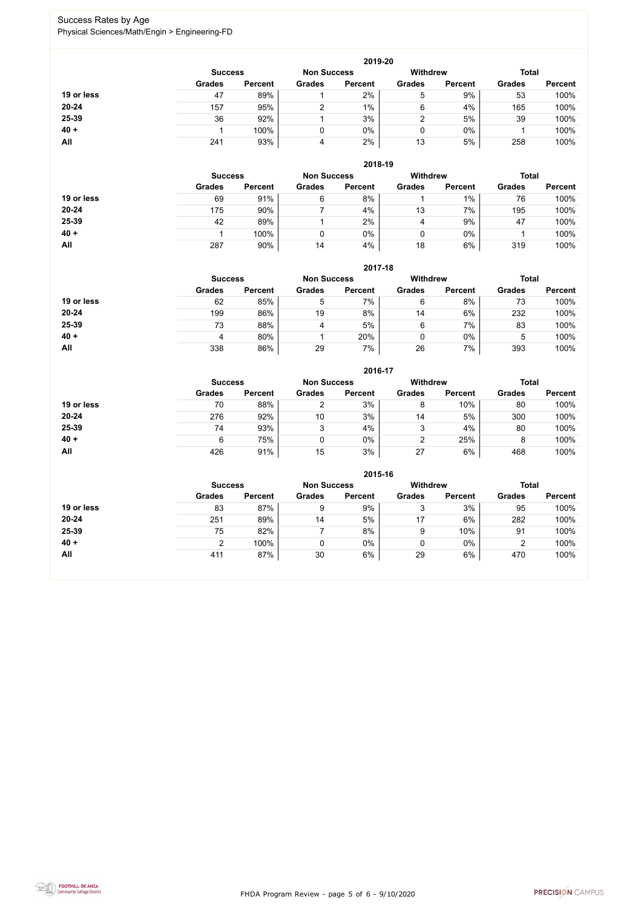# Success Rates by Age

Physical Sciences/Math/Engin > Engineering-FD

### 2019-20

| | Success | | Non Success | | Withdrew | | Total | |
|---|---|---|---|---|---|---|---|---|
| | Grades | Percent | Grades | Percent | Grades | Percent | Grades | Percent |
| **19 or less** | 47 | 89% | 1 | 2% | 5 | 9% | 53 | 100% |
| **20-24** | 157 | 95% | 2 | 1% | 6 | 4% | 165 | 100% |
| **25-39** | 36 | 92% | 1 | 3% | 2 | 5% | 39 | 100% |
| **40 +** | 1 | 100% | 0 | 0% | 0 | 0% | 1 | 100% |
| **All** | 241 | 93% | 4 | 2% | 13 | 5% | 258 | 100% |

### 2018-19

| | Success | | Non Success | | Withdrew | | Total | |
|---|---|---|---|---|---|---|---|---|
| | Grades | Percent | Grades | Percent | Grades | Percent | Grades | Percent |
| **19 or less** | 69 | 91% | 6 | 8% | 1 | 1% | 76 | 100% |
| **20-24** | 175 | 90% | 7 | 4% | 13 | 7% | 195 | 100% |
| **25-39** | 42 | 89% | 1 | 2% | 4 | 9% | 47 | 100% |
| **40 +** | 1 | 100% | 0 | 0% | 0 | 0% | 1 | 100% |
| **All** | 287 | 90% | 14 | 4% | 18 | 6% | 319 | 100% |

### 2017-18

| | Success | | Non Success | | Withdrew | | Total | |
|---|---|---|---|---|---|---|---|---|
| | Grades | Percent | Grades | Percent | Grades | Percent | Grades | Percent |
| **19 or less** | 62 | 85% | 5 | 7% | 6 | 8% | 73 | 100% |
| **20-24** | 199 | 86% | 19 | 8% | 14 | 6% | 232 | 100% |
| **25-39** | 73 | 88% | 4 | 5% | 6 | 7% | 83 | 100% |
| **40 +** | 4 | 80% | 1 | 20% | 0 | 0% | 5 | 100% |
| **All** | 338 | 86% | 29 | 7% | 26 | 7% | 393 | 100% |

### 2016-17

| | Success | | Non Success | | Withdrew | | Total | |
|---|---|---|---|---|---|---|---|---|
| | Grades | Percent | Grades | Percent | Grades | Percent | Grades | Percent |
| **19 or less** | 70 | 88% | 2 | 3% | 8 | 10% | 80 | 100% |
| **20-24** | 276 | 92% | 10 | 3% | 14 | 5% | 300 | 100% |
| **25-39** | 74 | 93% | 3 | 4% | 3 | 4% | 80 | 100% |
| **40 +** | 6 | 75% | 0 | 0% | 2 | 25% | 8 | 100% |
| **All** | 426 | 91% | 15 | 3% | 27 | 6% | 468 | 100% |

### 2015-16

| | Success | | Non Success | | Withdrew | | Total | |
|---|---|---|---|---|---|---|---|---|
| | Grades | Percent | Grades | Percent | Grades | Percent | Grades | Percent |
| **19 or less** | 83 | 87% | 9 | 9% | 3 | 3% | 95 | 100% |
| **20-24** | 251 | 89% | 14 | 5% | 17 | 6% | 282 | 100% |
| **25-39** | 75 | 82% | 7 | 8% | 9 | 10% | 91 | 100% |
| **40 +** | 2 | 100% | 0 | 0% | 0 | 0% | 2 | 100% |
| **All** | 411 | 87% | 30 | 6% | 29 | 6% | 470 | 100% |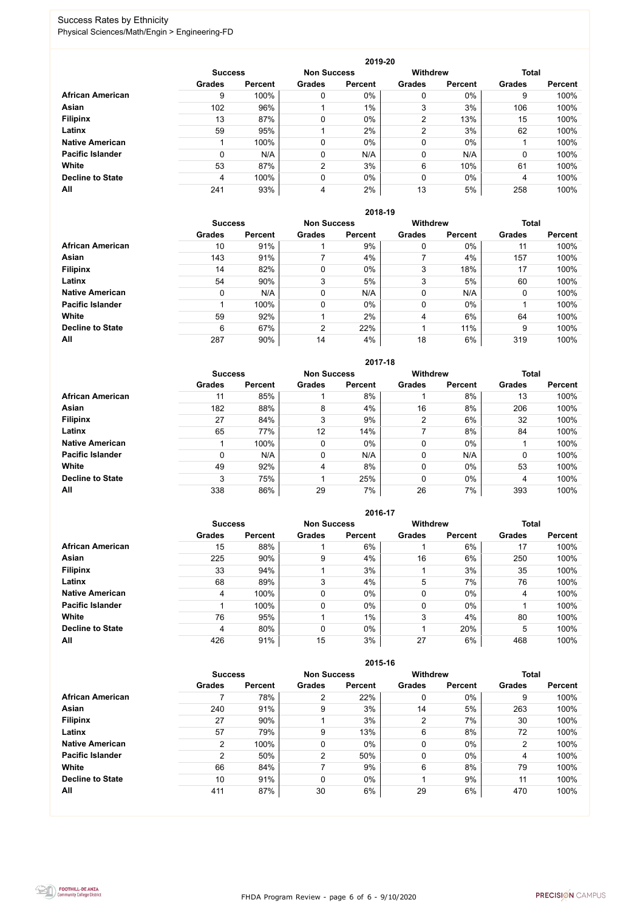# Success Rates by Ethnicity

Physical Sciences/Math/Engin > Engineering-FD

**2019-20**

| | Success | | Non Success | | Withdrew | | Total | |
|---|---|---|---|---|---|---|---|---|
| | Grades | Percent | Grades | Percent | Grades | Percent | Grades | Percent |
| African American | 9 | 100% | 0 | 0% | 0 | 0% | 9 | 100% |
| Asian | 102 | 96% | 1 | 1% | 3 | 3% | 106 | 100% |
| Filipinx | 13 | 87% | 0 | 0% | 2 | 13% | 15 | 100% |
| Latinx | 59 | 95% | 1 | 2% | 2 | 3% | 62 | 100% |
| Native American | 1 | 100% | 0 | 0% | 0 | 0% | 1 | 100% |
| Pacific Islander | 0 | N/A | 0 | N/A | 0 | N/A | 0 | 100% |
| White | 53 | 87% | 2 | 3% | 6 | 10% | 61 | 100% |
| Decline to State | 4 | 100% | 0 | 0% | 0 | 0% | 4 | 100% |
| All | 241 | 93% | 4 | 2% | 13 | 5% | 258 | 100% |

**2018-19**

| | Success | | Non Success | | Withdrew | | Total | |
|---|---|---|---|---|---|---|---|---|
| | Grades | Percent | Grades | Percent | Grades | Percent | Grades | Percent |
| African American | 10 | 91% | 1 | 9% | 0 | 0% | 11 | 100% |
| Asian | 143 | 91% | 7 | 4% | 7 | 4% | 157 | 100% |
| Filipinx | 14 | 82% | 0 | 0% | 3 | 18% | 17 | 100% |
| Latinx | 54 | 90% | 3 | 5% | 3 | 5% | 60 | 100% |
| Native American | 0 | N/A | 0 | N/A | 0 | N/A | 0 | 100% |
| Pacific Islander | 1 | 100% | 0 | 0% | 0 | 0% | 1 | 100% |
| White | 59 | 92% | 1 | 2% | 4 | 6% | 64 | 100% |
| Decline to State | 6 | 67% | 2 | 22% | 1 | 11% | 9 | 100% |
| All | 287 | 90% | 14 | 4% | 18 | 6% | 319 | 100% |

**2017-18**

| | Success | | Non Success | | Withdrew | | Total | |
|---|---|---|---|---|---|---|---|---|
| | Grades | Percent | Grades | Percent | Grades | Percent | Grades | Percent |
| African American | 11 | 85% | 1 | 8% | 1 | 8% | 13 | 100% |
| Asian | 182 | 88% | 8 | 4% | 16 | 8% | 206 | 100% |
| Filipinx | 27 | 84% | 3 | 9% | 2 | 6% | 32 | 100% |
| Latinx | 65 | 77% | 12 | 14% | 7 | 8% | 84 | 100% |
| Native American | 1 | 100% | 0 | 0% | 0 | 0% | 1 | 100% |
| Pacific Islander | 0 | N/A | 0 | N/A | 0 | N/A | 0 | 100% |
| White | 49 | 92% | 4 | 8% | 0 | 0% | 53 | 100% |
| Decline to State | 3 | 75% | 1 | 25% | 0 | 0% | 4 | 100% |
| All | 338 | 86% | 29 | 7% | 26 | 7% | 393 | 100% |

**2016-17**

| | Success | | Non Success | | Withdrew | | Total | |
|---|---|---|---|---|---|---|---|---|
| | Grades | Percent | Grades | Percent | Grades | Percent | Grades | Percent |
| African American | 15 | 88% | 1 | 6% | 1 | 6% | 17 | 100% |
| Asian | 225 | 90% | 9 | 4% | 16 | 6% | 250 | 100% |
| Filipinx | 33 | 94% | 1 | 3% | 1 | 3% | 35 | 100% |
| Latinx | 68 | 89% | 3 | 4% | 5 | 7% | 76 | 100% |
| Native American | 4 | 100% | 0 | 0% | 0 | 0% | 4 | 100% |
| Pacific Islander | 1 | 100% | 0 | 0% | 0 | 0% | 1 | 100% |
| White | 76 | 95% | 1 | 1% | 3 | 4% | 80 | 100% |
| Decline to State | 4 | 80% | 0 | 0% | 1 | 20% | 5 | 100% |
| All | 426 | 91% | 15 | 3% | 27 | 6% | 468 | 100% |

**2015-16**

| | Success | | Non Success | | Withdrew | | Total | |
|---|---|---|---|---|---|---|---|---|
| | Grades | Percent | Grades | Percent | Grades | Percent | Grades | Percent |
| African American | 7 | 78% | 2 | 22% | 0 | 0% | 9 | 100% |
| Asian | 240 | 91% | 9 | 3% | 14 | 5% | 263 | 100% |
| Filipinx | 27 | 90% | 1 | 3% | 2 | 7% | 30 | 100% |
| Latinx | 57 | 79% | 9 | 13% | 6 | 8% | 72 | 100% |
| Native American | 2 | 100% | 0 | 0% | 0 | 0% | 2 | 100% |
| Pacific Islander | 2 | 50% | 2 | 50% | 0 | 0% | 4 | 100% |
| White | 66 | 84% | 7 | 9% | 6 | 8% | 79 | 100% |
| Decline to State | 10 | 91% | 0 | 0% | 1 | 9% | 11 | 100% |
| All | 411 | 87% | 30 | 6% | 29 | 6% | 470 | 100% |